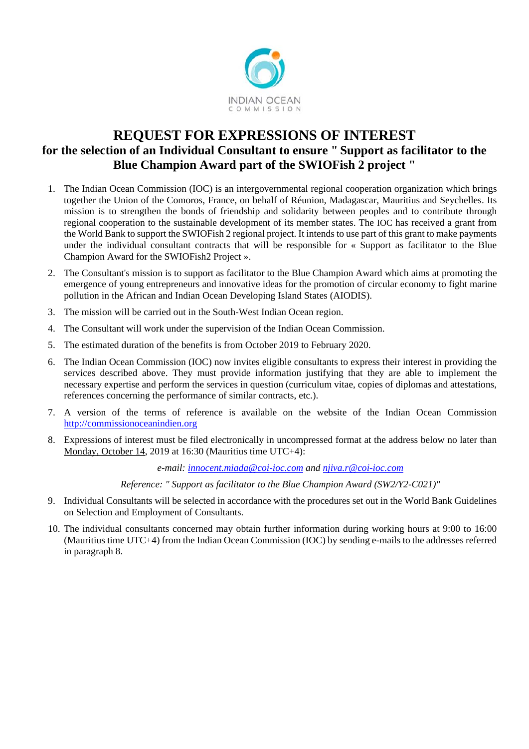INDIAN OCEAN
COMMISSION

# REQUEST FOR EXPRESSIONS OF INTEREST

## for the selection of an Individual Consultant to ensure " Support as facilitator to the Blue Champion Award part of the SWIOFish 2 project "

1. The Indian Ocean Commission (IOC) is an intergovernmental regional cooperation organization which brings together the Union of the Comoros, France, on behalf of Réunion, Madagascar, Mauritius and Seychelles. Its mission is to strengthen the bonds of friendship and solidarity between peoples and to contribute through regional cooperation to the sustainable development of its member states. The IOC has received a grant from the World Bank to support the SWIOFish 2 regional project. It intends to use part of this grant to make payments under the individual consultant contracts that will be responsible for « Support as facilitator to the Blue Champion Award for the SWIOFish2 Project ».
2. The Consultant's mission is to support as facilitator to the Blue Champion Award which aims at promoting the emergence of young entrepreneurs and innovative ideas for the promotion of circular economy to fight marine pollution in the African and Indian Ocean Developing Island States (AIODIS).
3. The mission will be carried out in the South-West Indian Ocean region.
4. The Consultant will work under the supervision of the Indian Ocean Commission.
5. The estimated duration of the benefits is from October 2019 to February 2020.
6. The Indian Ocean Commission (IOC) now invites eligible consultants to express their interest in providing the services described above. They must provide information justifying that they are able to implement the necessary expertise and perform the services in question (curriculum vitae, copies of diplomas and attestations, references concerning the performance of similar contracts, etc.).
7. A version of the terms of reference is available on the website of the Indian Ocean Commission http://commissionoceanindien.org
8. Expressions of interest must be filed electronically in uncompressed format at the address below no later than Monday, October 14, 2019 at 16:30 (Mauritius time UTC+4):

   *e-mail: innocent.miada@coi-ioc.com and njiva.r@coi-ioc.com*

   *Reference: " Support as facilitator to the Blue Champion Award (SW2/Y2-C021)"*

9. Individual Consultants will be selected in accordance with the procedures set out in the World Bank Guidelines on Selection and Employment of Consultants.
10. The individual consultants concerned may obtain further information during working hours at 9:00 to 16:00 (Mauritius time UTC+4) from the Indian Ocean Commission (IOC) by sending e-mails to the addresses referred in paragraph 8.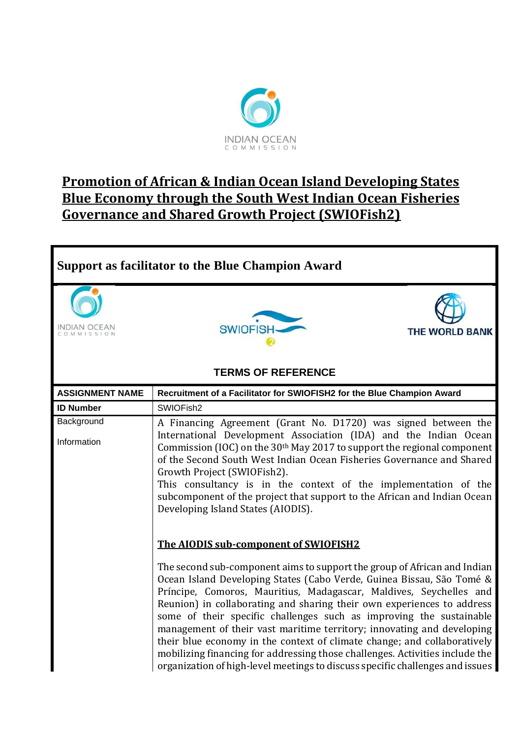# Promotion of African & Indian Ocean Island Developing States Blue Economy through the South West Indian Ocean Fisheries Governance and Shared Growth Project (SWIOFish2)

**Support as facilitator to the Blue Champion Award**

INDIAN OCEAN COMMISSION — SWIOFISH 2 — THE WORLD BANK

**TERMS OF REFERENCE**

| **ASSIGNMENT NAME** | **Recruitment of a Facilitator for SWIOFISH2 for the Blue Champion Award** |
|---|---|
| **ID Number** | SWIOFish2 |
| Background Information | A Financing Agreement (Grant No. D1720) was signed between the International Development Association (IDA) and the Indian Ocean Commission (IOC) on the 30th May 2017 to support the regional component of the Second South West Indian Ocean Fisheries Governance and Shared Growth Project (SWIOFish2).<br>This consultancy is in the context of the implementation of the subcomponent of the project that support to the African and Indian Ocean Developing Island States (AIODIS).<br><br>**The AIODIS sub-component of SWIOFISH2**<br><br>The second sub-component aims to support the group of African and Indian Ocean Island Developing States (Cabo Verde, Guinea Bissau, São Tomé & Príncipe, Comoros, Mauritius, Madagascar, Maldives, Seychelles and Reunion) in collaborating and sharing their own experiences to address some of their specific challenges such as improving the sustainable management of their vast maritime territory; innovating and developing their blue economy in the context of climate change; and collaboratively mobilizing financing for addressing those challenges. Activities include the organization of high-level meetings to discuss specific challenges and issues |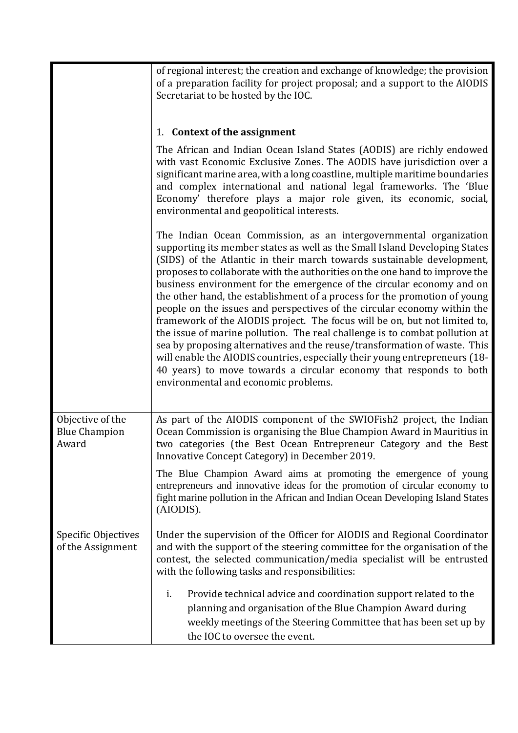| | |
|---|---|
| | of regional interest; the creation and exchange of knowledge; the provision of a preparation facility for project proposal; and a support to the AIODIS Secretariat to be hosted by the IOC.<br><br>1. **Context of the assignment**<br><br>The African and Indian Ocean Island States (AODIS) are richly endowed with vast Economic Exclusive Zones. The AODIS have jurisdiction over a significant marine area, with a long coastline, multiple maritime boundaries and complex international and national legal frameworks. The 'Blue Economy' therefore plays a major role given, its economic, social, environmental and geopolitical interests.<br><br>The Indian Ocean Commission, as an intergovernmental organization supporting its member states as well as the Small Island Developing States (SIDS) of the Atlantic in their march towards sustainable development, proposes to collaborate with the authorities on the one hand to improve the business environment for the emergence of the circular economy and on the other hand, the establishment of a process for the promotion of young people on the issues and perspectives of the circular economy within the framework of the AIODIS project. The focus will be on, but not limited to, the issue of marine pollution. The real challenge is to combat pollution at sea by proposing alternatives and the reuse/transformation of waste. This will enable the AIODIS countries, especially their young entrepreneurs (18-40 years) to move towards a circular economy that responds to both environmental and economic problems. |
| Objective of the Blue Champion Award | As part of the AIODIS component of the SWIOFish2 project, the Indian Ocean Commission is organising the Blue Champion Award in Mauritius in two categories (the Best Ocean Entrepreneur Category and the Best Innovative Concept Category) in December 2019.<br><br>The Blue Champion Award aims at promoting the emergence of young entrepreneurs and innovative ideas for the promotion of circular economy to fight marine pollution in the African and Indian Ocean Developing Island States (AIODIS). |
| Specific Objectives of the Assignment | Under the supervision of the Officer for AIODIS and Regional Coordinator and with the support of the steering committee for the organisation of the contest, the selected communication/media specialist will be entrusted with the following tasks and responsibilities:<br><br>i. Provide technical advice and coordination support related to the planning and organisation of the Blue Champion Award during weekly meetings of the Steering Committee that has been set up by the IOC to oversee the event. |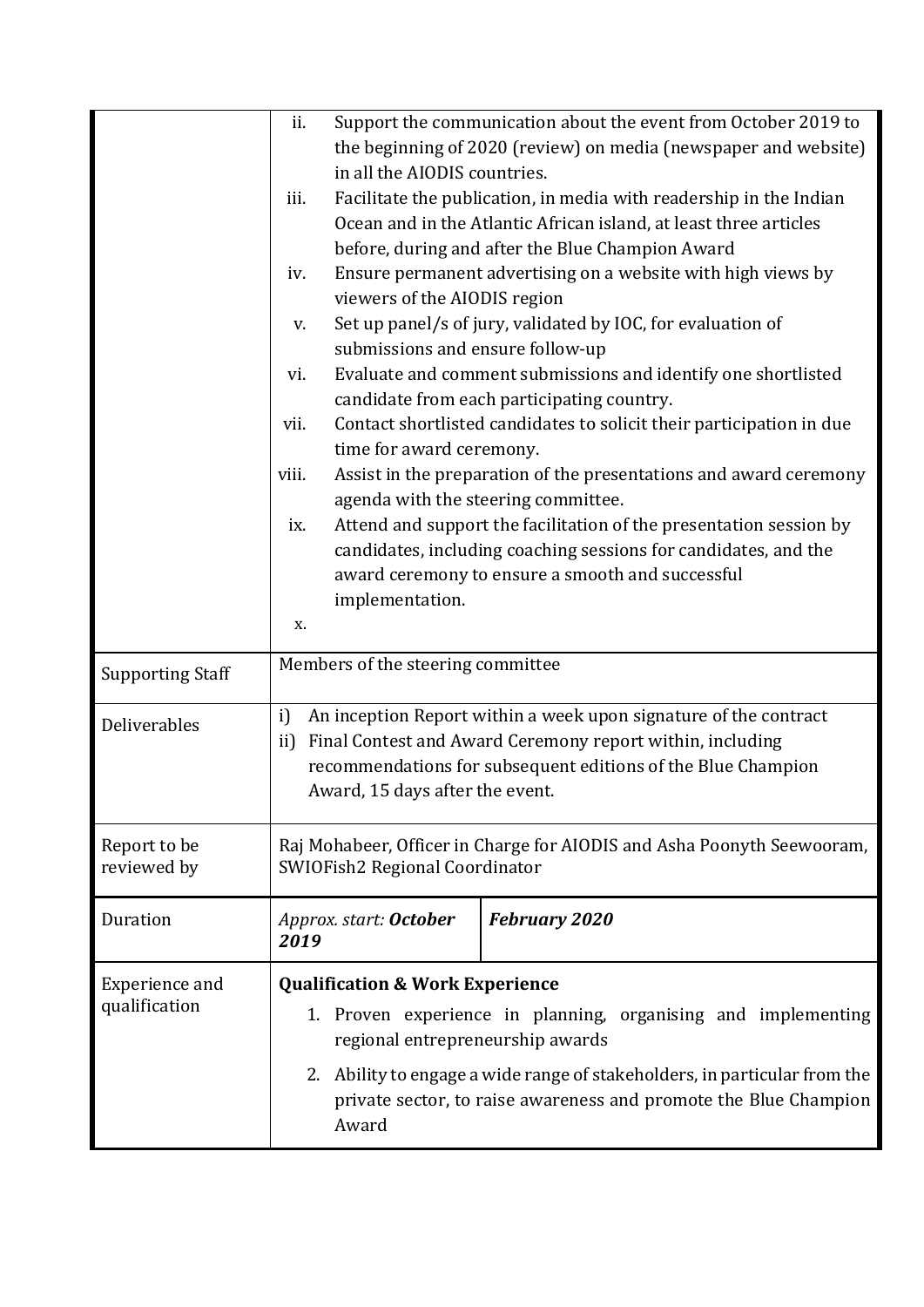| | |
|---|---|
| | ii. Support the communication about the event from October 2019 to the beginning of 2020 (review) on media (newspaper and website) in all the AIODIS countries.<br>iii. Facilitate the publication, in media with readership in the Indian Ocean and in the Atlantic African island, at least three articles before, during and after the Blue Champion Award<br>iv. Ensure permanent advertising on a website with high views by viewers of the AIODIS region<br>v. Set up panel/s of jury, validated by IOC, for evaluation of submissions and ensure follow-up<br>vi. Evaluate and comment submissions and identify one shortlisted candidate from each participating country.<br>vii. Contact shortlisted candidates to solicit their participation in due time for award ceremony.<br>viii. Assist in the preparation of the presentations and award ceremony agenda with the steering committee.<br>ix. Attend and support the facilitation of the presentation session by candidates, including coaching sessions for candidates, and the award ceremony to ensure a smooth and successful implementation.<br>x. |
| Supporting Staff | Members of the steering committee |
| Deliverables | i) An inception Report within a week upon signature of the contract<br>ii) Final Contest and Award Ceremony report within, including recommendations for subsequent editions of the Blue Champion Award, 15 days after the event. |
| Report to be reviewed by | Raj Mohabeer, Officer in Charge for AIODIS and Asha Poonyth Seewooram, SWIOFish2 Regional Coordinator |
| Duration | *Approx. start: **October 2019*** — ***February 2020*** |
| Experience and qualification | **Qualification & Work Experience**<br>1. Proven experience in planning, organising and implementing regional entrepreneurship awards<br>2. Ability to engage a wide range of stakeholders, in particular from the private sector, to raise awareness and promote the Blue Champion Award |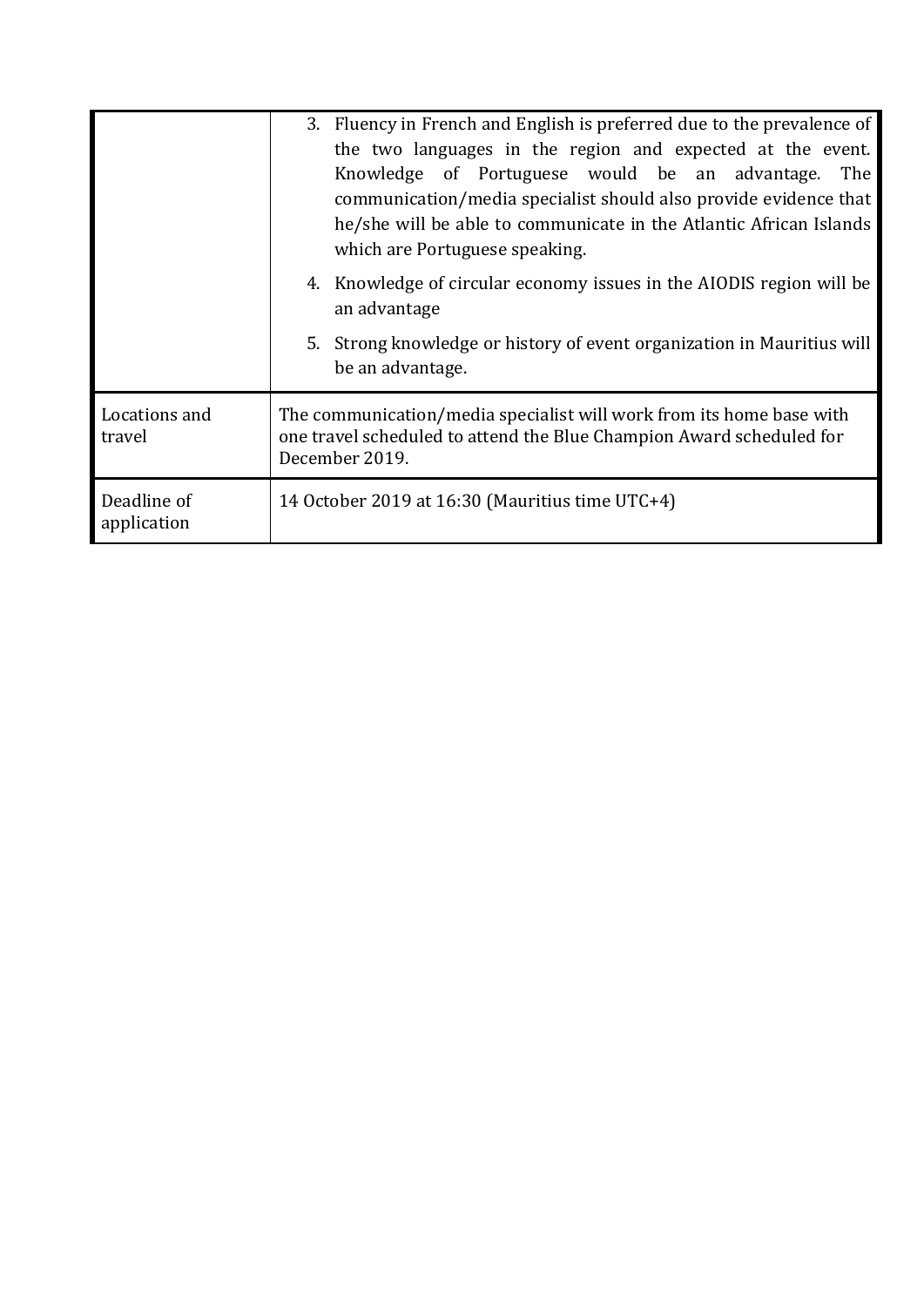| | |
|---|---|
| | 3. Fluency in French and English is preferred due to the prevalence of the two languages in the region and expected at the event. Knowledge of Portuguese would be an advantage. The communication/media specialist should also provide evidence that he/she will be able to communicate in the Atlantic African Islands which are Portuguese speaking.<br>4. Knowledge of circular economy issues in the AIODIS region will be an advantage<br>5. Strong knowledge or history of event organization in Mauritius will be an advantage. |
| Locations and travel | The communication/media specialist will work from its home base with one travel scheduled to attend the Blue Champion Award scheduled for December 2019. |
| Deadline of application | 14 October 2019 at 16:30 (Mauritius time UTC+4) |